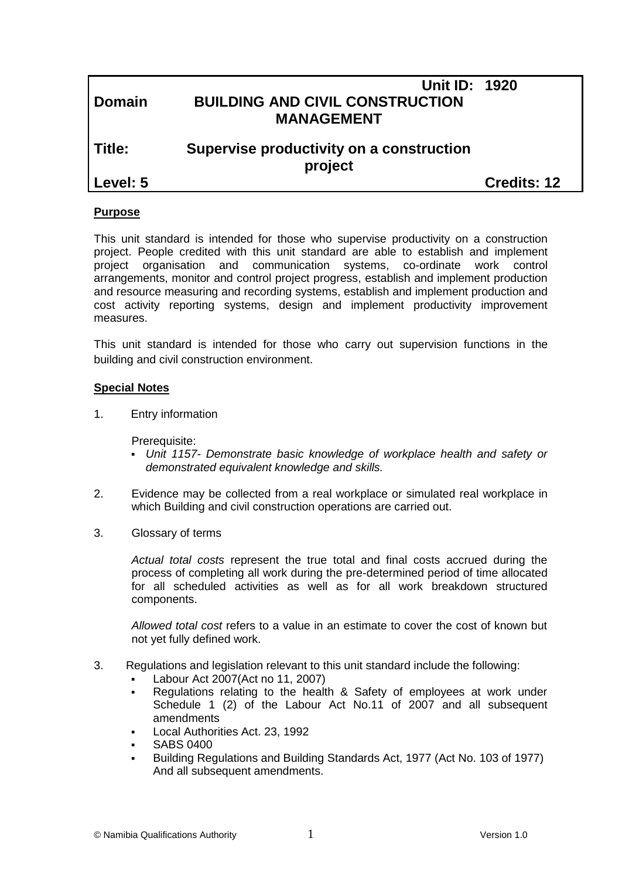| | | Unit ID: 1920 |
|---|---|---|
| **Domain** | **BUILDING AND CIVIL CONSTRUCTION MANAGEMENT** | |
| **Title:** | **Supervise productivity on a construction project** | |
| **Level: 5** | | **Credits: 12** |

**Purpose**

This unit standard is intended for those who supervise productivity on a construction project. People credited with this unit standard are able to establish and implement project organisation and communication systems, co-ordinate work control arrangements, monitor and control project progress, establish and implement production and resource measuring and recording systems, establish and implement production and cost activity reporting systems, design and implement productivity improvement measures.

This unit standard is intended for those who carry out supervision functions in the building and civil construction environment.

**Special Notes**

1. Entry information

   Prerequisite:

   - *Unit 1157- Demonstrate basic knowledge of workplace health and safety or demonstrated equivalent knowledge and skills.*

2. Evidence may be collected from a real workplace or simulated real workplace in which Building and civil construction operations are carried out.

3. Glossary of terms

   *Actual total costs* represent the true total and final costs accrued during the process of completing all work during the pre-determined period of time allocated for all scheduled activities as well as for all work breakdown structured components.

   *Allowed total cost* refers to a value in an estimate to cover the cost of known but not yet fully defined work.

3. Regulations and legislation relevant to this unit standard include the following:
   - Labour Act 2007(Act no 11, 2007)
   - Regulations relating to the health & Safety of employees at work under Schedule 1 (2) of the Labour Act No.11 of 2007 and all subsequent amendments
   - Local Authorities Act. 23, 1992
   - SABS 0400
   - Building Regulations and Building Standards Act, 1977 (Act No. 103 of 1977) And all subsequent amendments.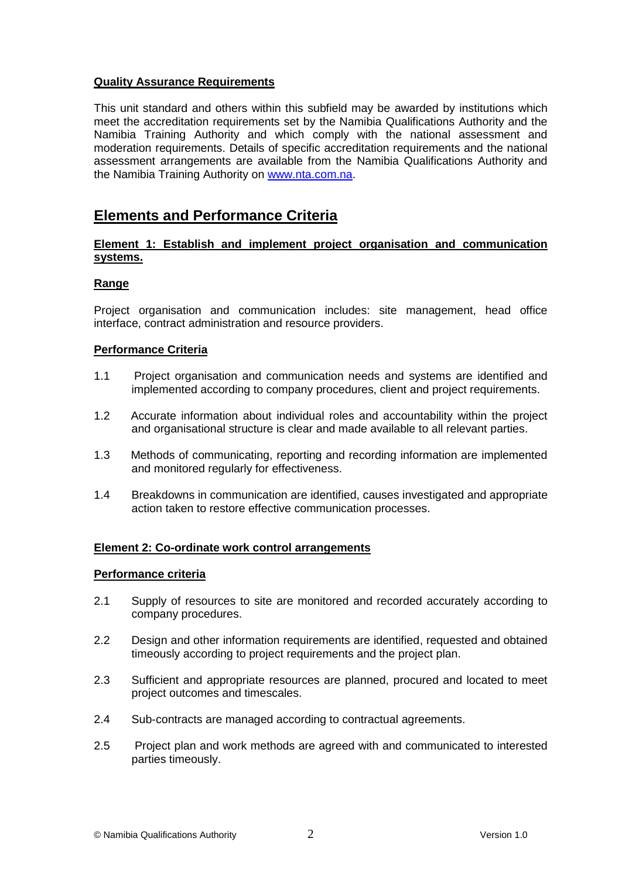**Quality Assurance Requirements**

This unit standard and others within this subfield may be awarded by institutions which meet the accreditation requirements set by the Namibia Qualifications Authority and the Namibia Training Authority and which comply with the national assessment and moderation requirements. Details of specific accreditation requirements and the national assessment arrangements are available from the Namibia Qualifications Authority and the Namibia Training Authority on www.nta.com.na.

## Elements and Performance Criteria

**Element 1: Establish and implement project organisation and communication systems.**

**Range**

Project organisation and communication includes: site management, head office interface, contract administration and resource providers.

**Performance Criteria**

1.1 Project organisation and communication needs and systems are identified and implemented according to company procedures, client and project requirements.

1.2 Accurate information about individual roles and accountability within the project and organisational structure is clear and made available to all relevant parties.

1.3 Methods of communicating, reporting and recording information are implemented and monitored regularly for effectiveness.

1.4 Breakdowns in communication are identified, causes investigated and appropriate action taken to restore effective communication processes.

**Element 2: Co-ordinate work control arrangements**

**Performance criteria**

2.1 Supply of resources to site are monitored and recorded accurately according to company procedures.

2.2 Design and other information requirements are identified, requested and obtained timeously according to project requirements and the project plan.

2.3 Sufficient and appropriate resources are planned, procured and located to meet project outcomes and timescales.

2.4 Sub-contracts are managed according to contractual agreements.

2.5 Project plan and work methods are agreed with and communicated to interested parties timeously.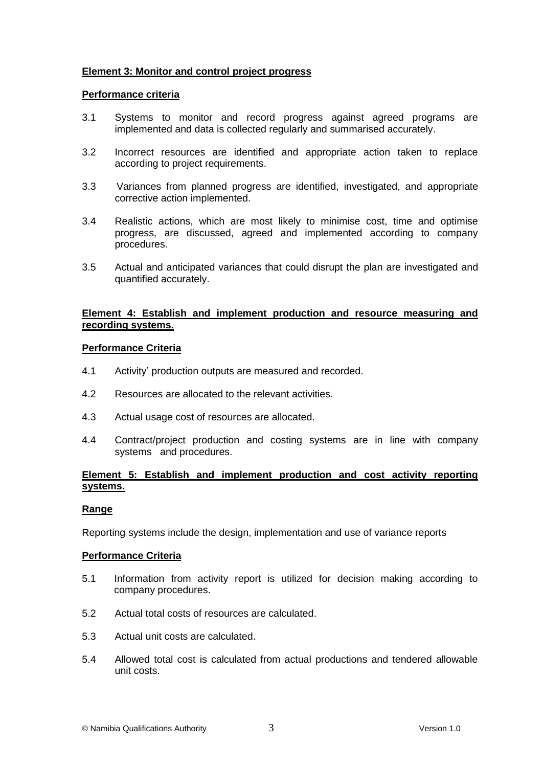**Element 3: Monitor and control project progress**

**Performance criteria**

3.1 Systems to monitor and record progress against agreed programs are implemented and data is collected regularly and summarised accurately.

3.2 Incorrect resources are identified and appropriate action taken to replace according to project requirements.

3.3 Variances from planned progress are identified, investigated, and appropriate corrective action implemented.

3.4 Realistic actions, which are most likely to minimise cost, time and optimise progress, are discussed, agreed and implemented according to company procedures.

3.5 Actual and anticipated variances that could disrupt the plan are investigated and quantified accurately.

**Element 4: Establish and implement production and resource measuring and recording systems.**

**Performance Criteria**

4.1 Activity' production outputs are measured and recorded.

4.2 Resources are allocated to the relevant activities.

4.3 Actual usage cost of resources are allocated.

4.4 Contract/project production and costing systems are in line with company systems and procedures.

**Element 5: Establish and implement production and cost activity reporting systems.**

**Range**

Reporting systems include the design, implementation and use of variance reports

**Performance Criteria**

5.1 Information from activity report is utilized for decision making according to company procedures.

5.2 Actual total costs of resources are calculated.

5.3 Actual unit costs are calculated.

5.4 Allowed total cost is calculated from actual productions and tendered allowable unit costs.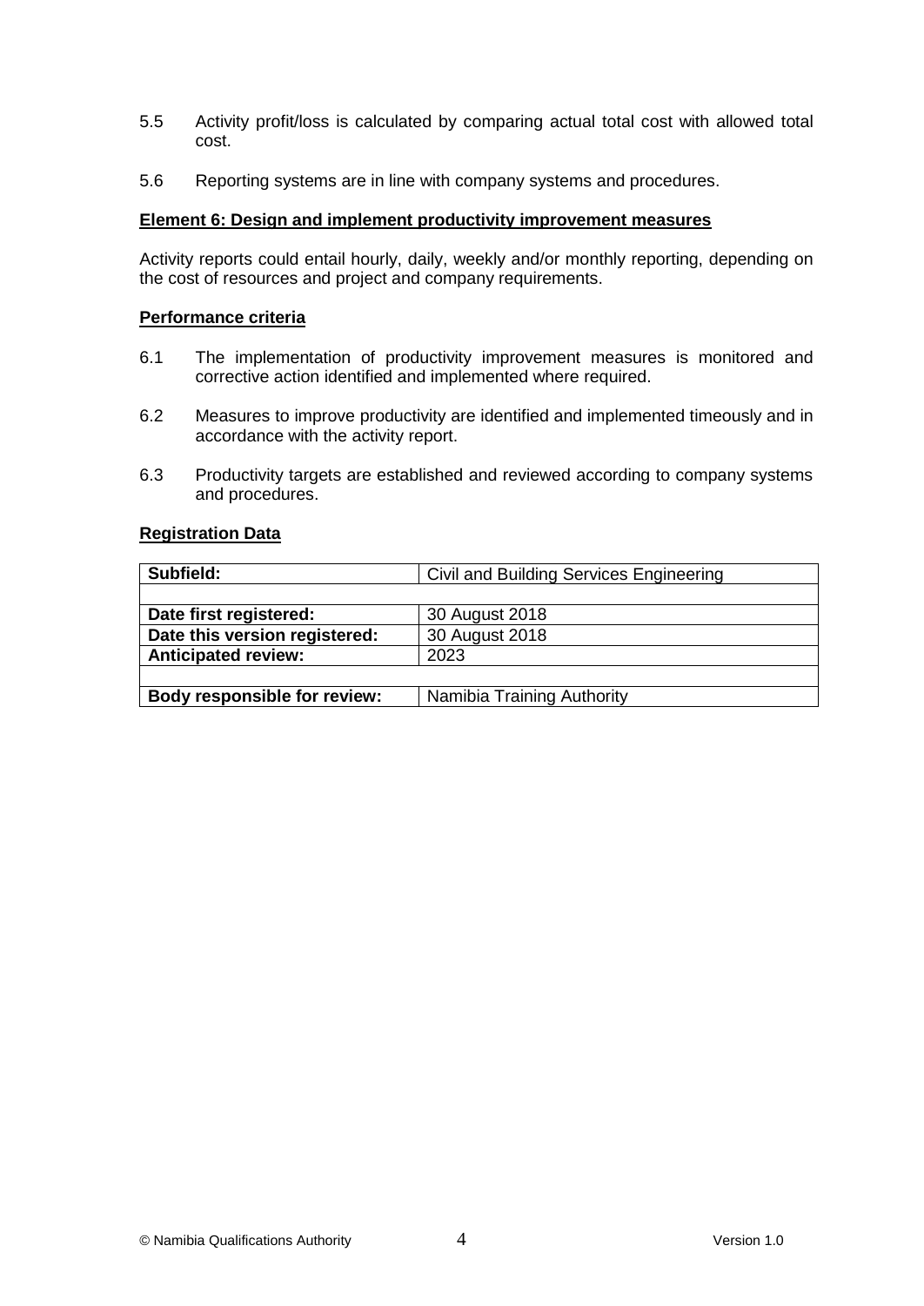5.5 Activity profit/loss is calculated by comparing actual total cost with allowed total cost.

5.6 Reporting systems are in line with company systems and procedures.

**Element 6: Design and implement productivity improvement measures**

Activity reports could entail hourly, daily, weekly and/or monthly reporting, depending on the cost of resources and project and company requirements.

**Performance criteria**

6.1 The implementation of productivity improvement measures is monitored and corrective action identified and implemented where required.

6.2 Measures to improve productivity are identified and implemented timeously and in accordance with the activity report.

6.3 Productivity targets are established and reviewed according to company systems and procedures.

**Registration Data**

| | |
|---|---|
| **Subfield:** | Civil and Building Services Engineering |
| | |
| **Date first registered:** | 30 August 2018 |
| **Date this version registered:** | 30 August 2018 |
| **Anticipated review:** | 2023 |
| | |
| **Body responsible for review:** | Namibia Training Authority |